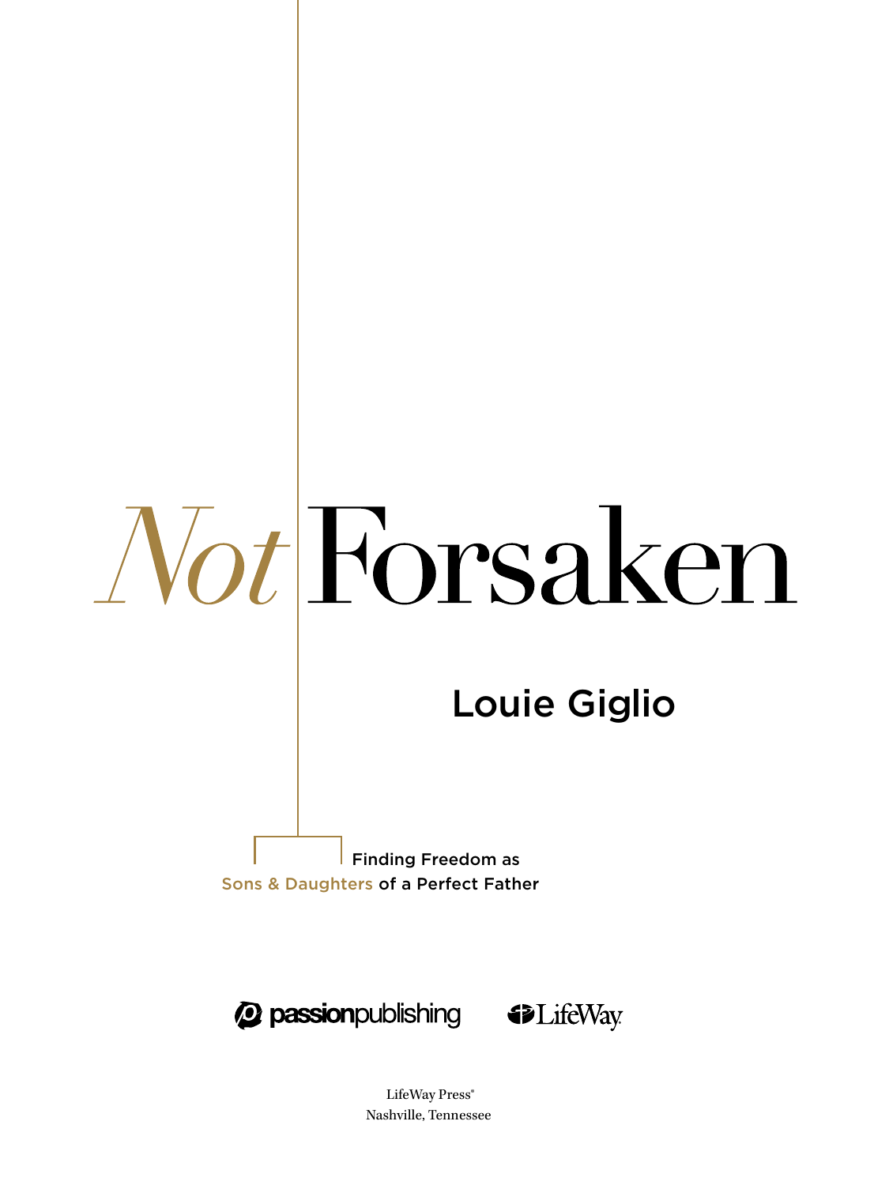# *Not* Forsaken

## Louie Giglio

Finding Freedom as Sons & Daughters of a Perfect Father

passionpublishing LifeWay

LifeWay Press®
Nashville, Tennessee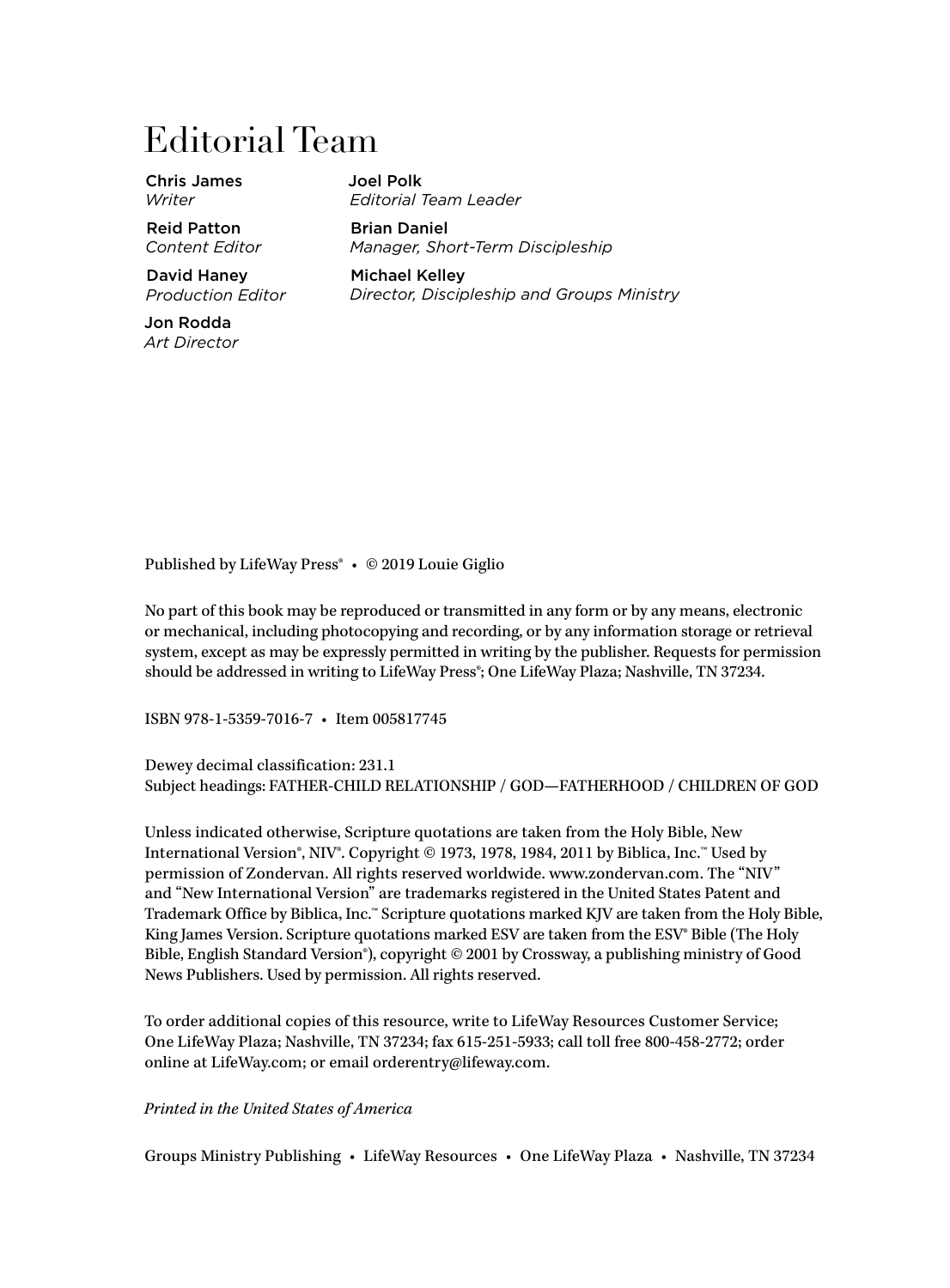# Editorial Team

**Chris James**
*Writer*

**Reid Patton**
*Content Editor*

**David Haney**
*Production Editor*

**Jon Rodda**
*Art Director*

**Joel Polk**
*Editorial Team Leader*

**Brian Daniel**
*Manager, Short-Term Discipleship*

**Michael Kelley**
*Director, Discipleship and Groups Ministry*

Published by LifeWay Press® • © 2019 Louie Giglio

No part of this book may be reproduced or transmitted in any form or by any means, electronic or mechanical, including photocopying and recording, or by any information storage or retrieval system, except as may be expressly permitted in writing by the publisher. Requests for permission should be addressed in writing to LifeWay Press®; One LifeWay Plaza; Nashville, TN 37234.

ISBN 978-1-5359-7016-7 • Item 005817745

Dewey decimal classification: 231.1
Subject headings: FATHER-CHILD RELATIONSHIP / GOD—FATHERHOOD / CHILDREN OF GOD

Unless indicated otherwise, Scripture quotations are taken from the Holy Bible, New International Version®, NIV®. Copyright © 1973, 1978, 1984, 2011 by Biblica, Inc.™ Used by permission of Zondervan. All rights reserved worldwide. www.zondervan.com. The "NIV" and "New International Version" are trademarks registered in the United States Patent and Trademark Office by Biblica, Inc.™ Scripture quotations marked KJV are taken from the Holy Bible, King James Version. Scripture quotations marked ESV are taken from the ESV® Bible (The Holy Bible, English Standard Version®), copyright © 2001 by Crossway, a publishing ministry of Good News Publishers. Used by permission. All rights reserved.

To order additional copies of this resource, write to LifeWay Resources Customer Service; One LifeWay Plaza; Nashville, TN 37234; fax 615-251-5933; call toll free 800-458-2772; order online at LifeWay.com; or email orderentry@lifeway.com.

*Printed in the United States of America*

Groups Ministry Publishing • LifeWay Resources • One LifeWay Plaza • Nashville, TN 37234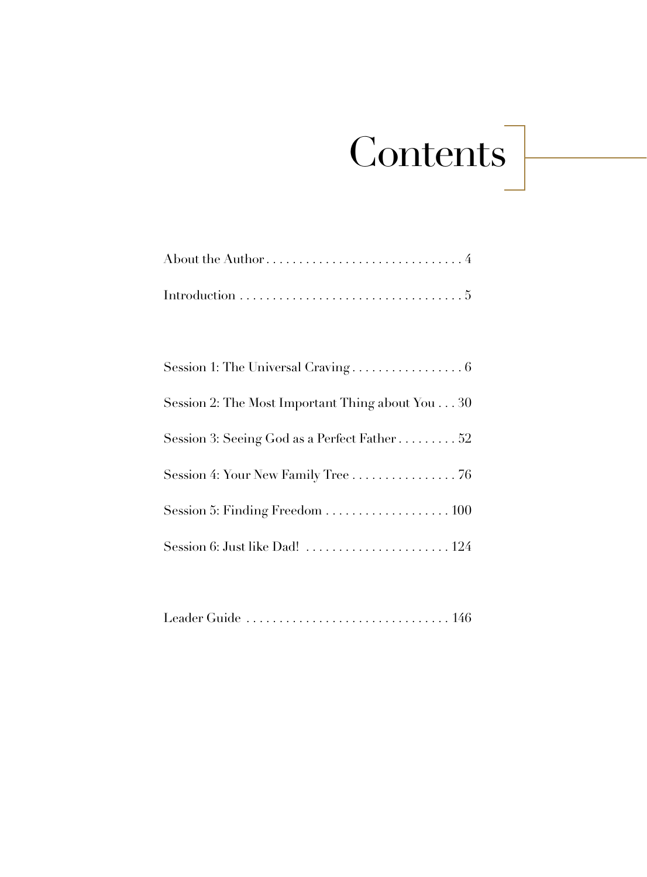# Contents

About the Author . . . . . . . . . . . . . . . . . . . . . . . . . . . . . . 4

Introduction . . . . . . . . . . . . . . . . . . . . . . . . . . . . . . . . . . 5

Session 1: The Universal Craving . . . . . . . . . . . . . . . . . 6

Session 2: The Most Important Thing about You . . . 30

Session 3: Seeing God as a Perfect Father . . . . . . . . . 52

Session 4: Your New Family Tree . . . . . . . . . . . . . . . . 76

Session 5: Finding Freedom . . . . . . . . . . . . . . . . . . . 100

Session 6: Just like Dad! . . . . . . . . . . . . . . . . . . . . . . 124

Leader Guide . . . . . . . . . . . . . . . . . . . . . . . . . . . . . . . 146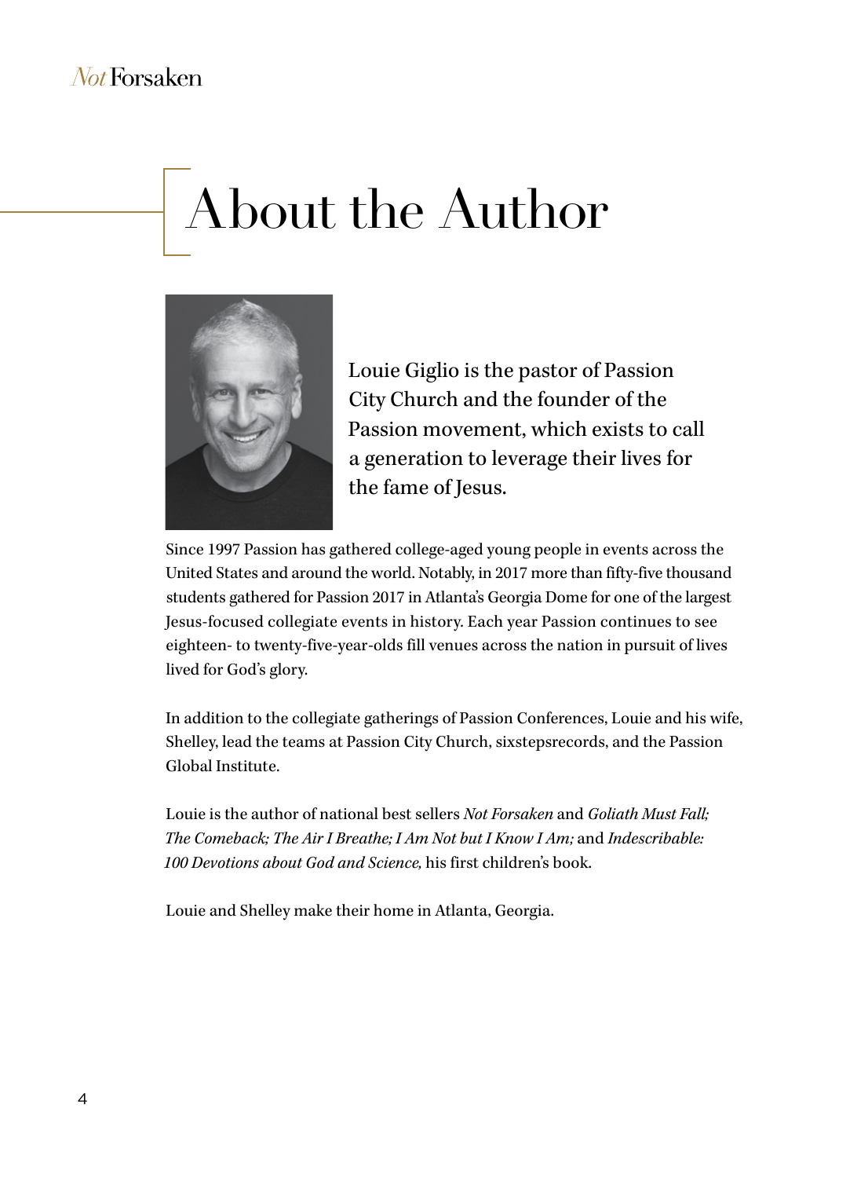# About the Author

Louie Giglio is the pastor of Passion City Church and the founder of the Passion movement, which exists to call a generation to leverage their lives for the fame of Jesus.

Since 1997 Passion has gathered college-aged young people in events across the United States and around the world. Notably, in 2017 more than fifty-five thousand students gathered for Passion 2017 in Atlanta's Georgia Dome for one of the largest Jesus-focused collegiate events in history. Each year Passion continues to see eighteen- to twenty-five-year-olds fill venues across the nation in pursuit of lives lived for God's glory.

In addition to the collegiate gatherings of Passion Conferences, Louie and his wife, Shelley, lead the teams at Passion City Church, sixstepsrecords, and the Passion Global Institute.

Louie is the author of national best sellers *Not Forsaken* and *Goliath Must Fall; The Comeback; The Air I Breathe; I Am Not but I Know I Am;* and *Indescribable: 100 Devotions about God and Science,* his first children's book.

Louie and Shelley make their home in Atlanta, Georgia.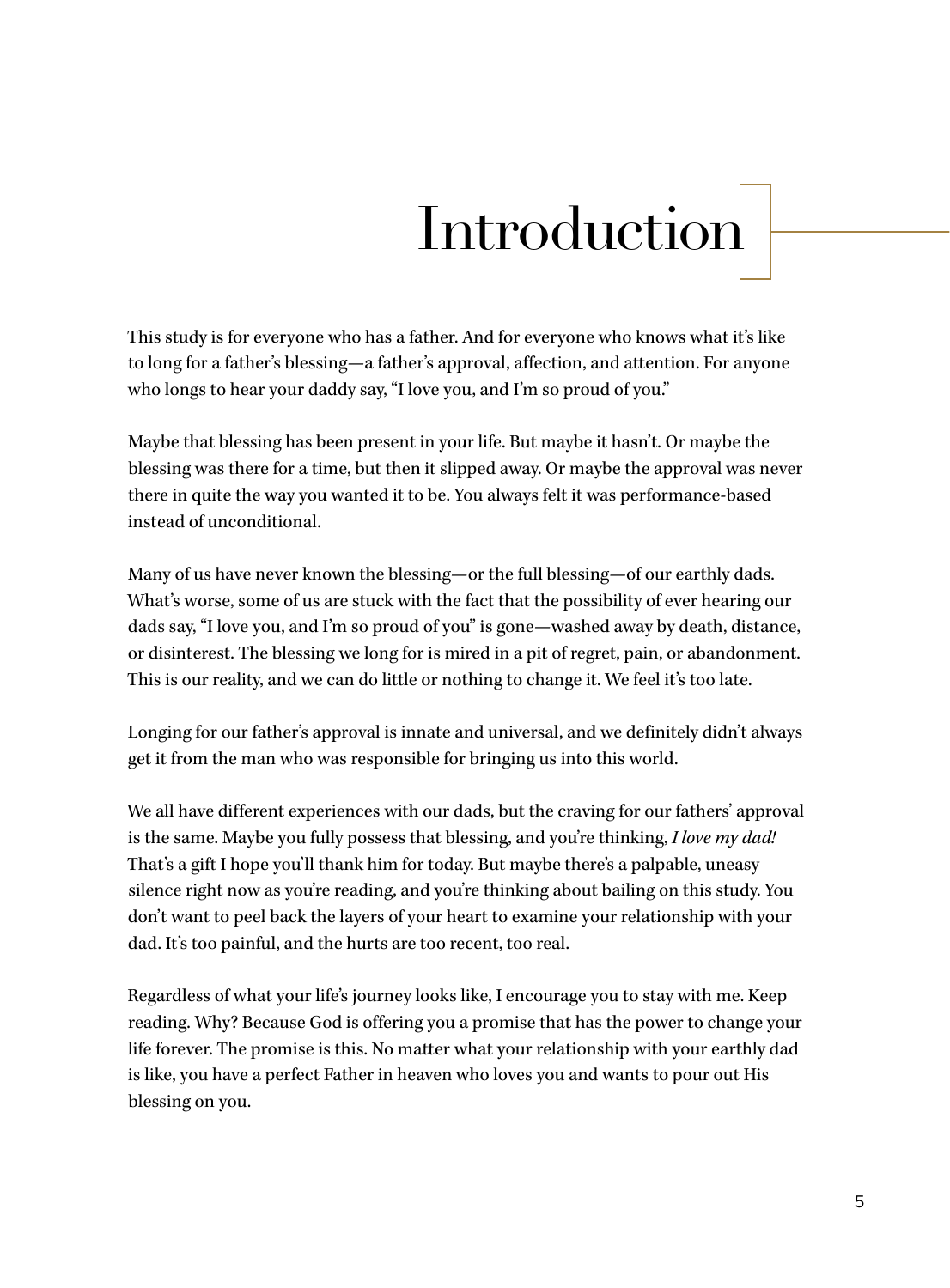# Introduction

This study is for everyone who has a father. And for everyone who knows what it's like to long for a father's blessing—a father's approval, affection, and attention. For anyone who longs to hear your daddy say, "I love you, and I'm so proud of you."

Maybe that blessing has been present in your life. But maybe it hasn't. Or maybe the blessing was there for a time, but then it slipped away. Or maybe the approval was never there in quite the way you wanted it to be. You always felt it was performance-based instead of unconditional.

Many of us have never known the blessing—or the full blessing—of our earthly dads. What's worse, some of us are stuck with the fact that the possibility of ever hearing our dads say, "I love you, and I'm so proud of you" is gone—washed away by death, distance, or disinterest. The blessing we long for is mired in a pit of regret, pain, or abandonment. This is our reality, and we can do little or nothing to change it. We feel it's too late.

Longing for our father's approval is innate and universal, and we definitely didn't always get it from the man who was responsible for bringing us into this world.

We all have different experiences with our dads, but the craving for our fathers' approval is the same. Maybe you fully possess that blessing, and you're thinking, *I love my dad!* That's a gift I hope you'll thank him for today. But maybe there's a palpable, uneasy silence right now as you're reading, and you're thinking about bailing on this study. You don't want to peel back the layers of your heart to examine your relationship with your dad. It's too painful, and the hurts are too recent, too real.

Regardless of what your life's journey looks like, I encourage you to stay with me. Keep reading. Why? Because God is offering you a promise that has the power to change your life forever. The promise is this. No matter what your relationship with your earthly dad is like, you have a perfect Father in heaven who loves you and wants to pour out His blessing on you.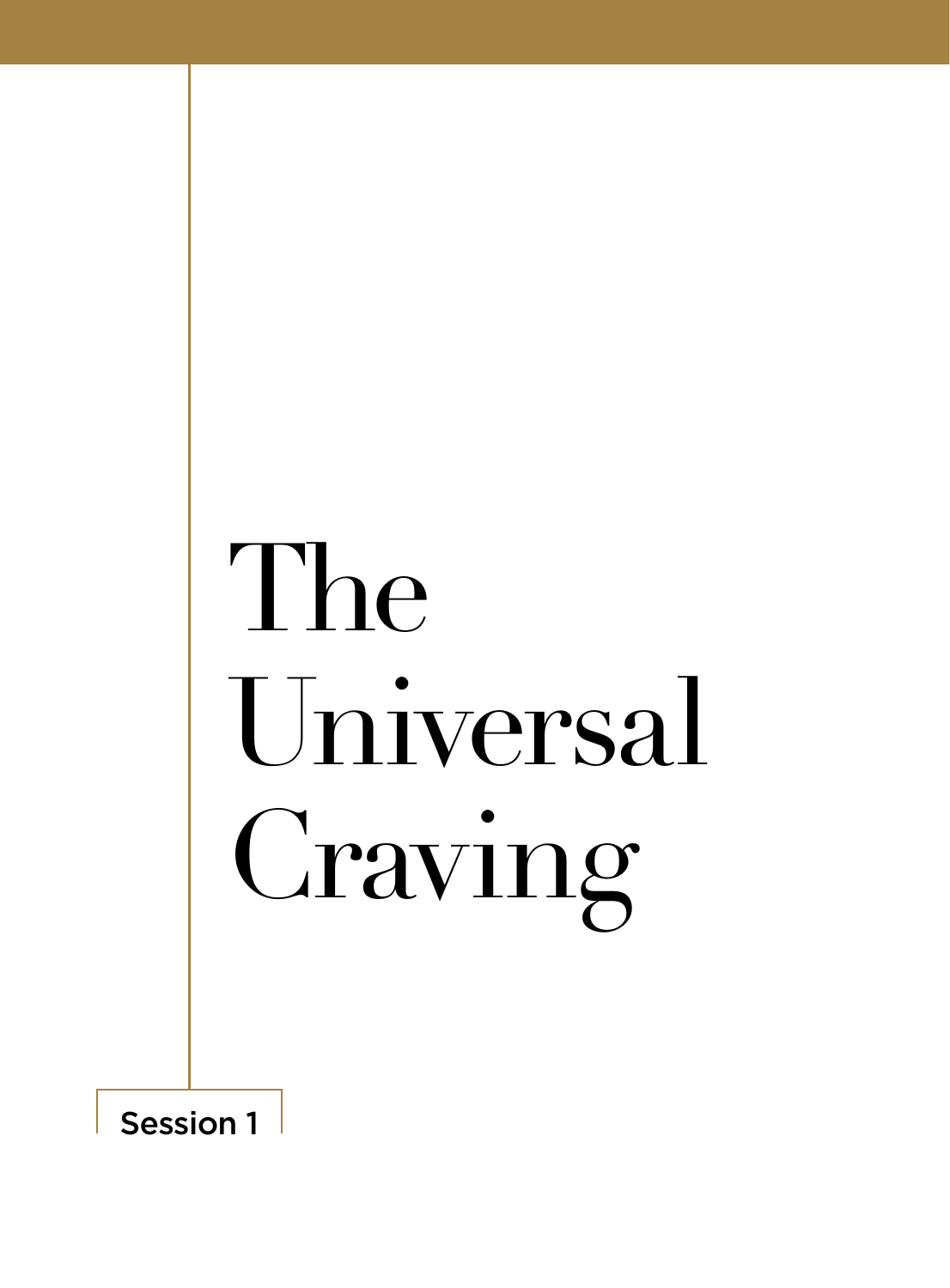# The Universal Craving

Session 1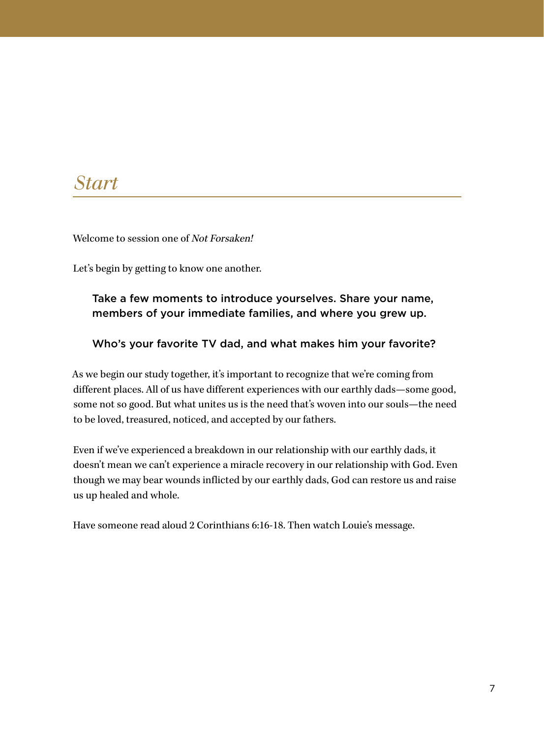# *Start*

Welcome to session one of *Not Forsaken!*

Let's begin by getting to know one another.

> Take a few moments to introduce yourselves. Share your name, members of your immediate families, and where you grew up.
>
> Who's your favorite TV dad, and what makes him your favorite?

As we begin our study together, it's important to recognize that we're coming from different places. All of us have different experiences with our earthly dads—some good, some not so good. But what unites us is the need that's woven into our souls—the need to be loved, treasured, noticed, and accepted by our fathers.

Even if we've experienced a breakdown in our relationship with our earthly dads, it doesn't mean we can't experience a miracle recovery in our relationship with God. Even though we may bear wounds inflicted by our earthly dads, God can restore us and raise us up healed and whole.

Have someone read aloud 2 Corinthians 6:16-18. Then watch Louie's message.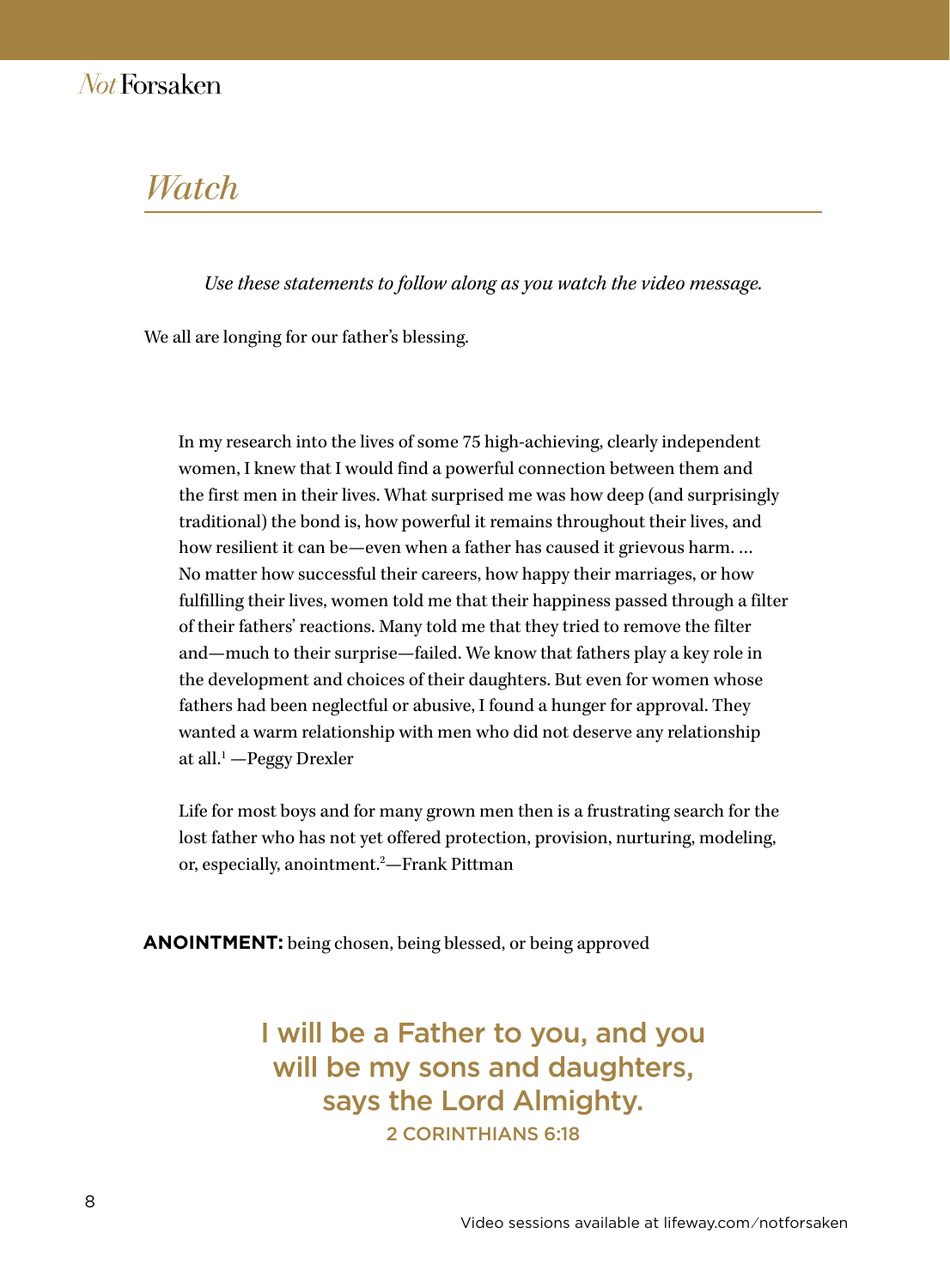# *Watch*

*Use these statements to follow along as you watch the video message.*

We all are longing for our father's blessing.

> In my research into the lives of some 75 high-achieving, clearly independent women, I knew that I would find a powerful connection between them and the first men in their lives. What surprised me was how deep (and surprisingly traditional) the bond is, how powerful it remains throughout their lives, and how resilient it can be—even when a father has caused it grievous harm. … No matter how successful their careers, how happy their marriages, or how fulfilling their lives, women told me that their happiness passed through a filter of their fathers' reactions. Many told me that they tried to remove the filter and—much to their surprise—failed. We know that fathers play a key role in the development and choices of their daughters. But even for women whose fathers had been neglectful or abusive, I found a hunger for approval. They wanted a warm relationship with men who did not deserve any relationship at all.[1] —Peggy Drexler

> Life for most boys and for many grown men then is a frustrating search for the lost father who has not yet offered protection, provision, nurturing, modeling, or, especially, anointment.[2]—Frank Pittman

**ANOINTMENT:** being chosen, being blessed, or being approved

> I will be a Father to you, and you will be my sons and daughters, says the Lord Almighty.
> 2 CORINTHIANS 6:18

Video sessions available at lifeway.com/notforsaken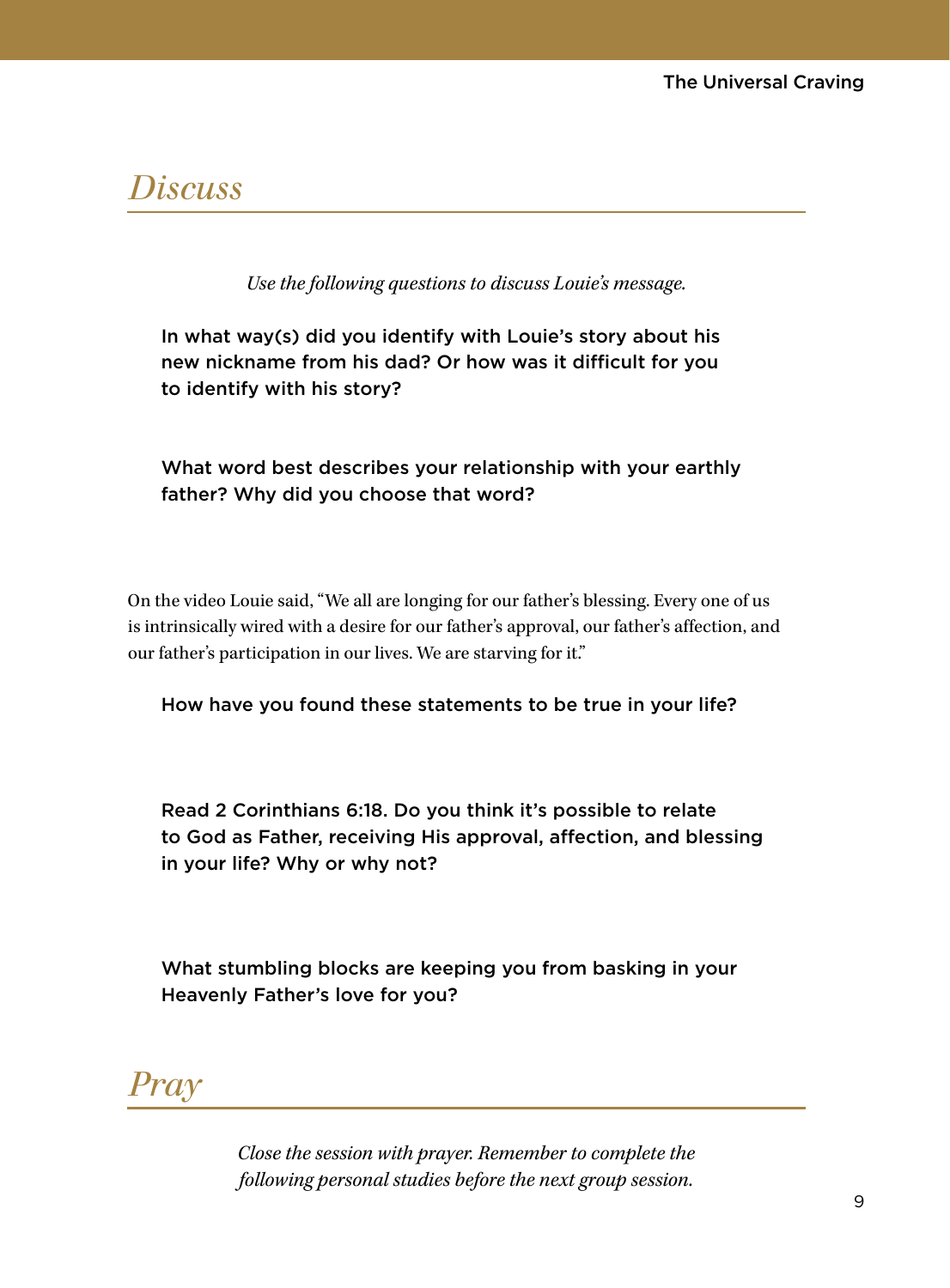## Discuss

*Use the following questions to discuss Louie's message.*

In what way(s) did you identify with Louie's story about his new nickname from his dad? Or how was it difficult for you to identify with his story?

What word best describes your relationship with your earthly father? Why did you choose that word?

On the video Louie said, "We all are longing for our father's blessing. Every one of us is intrinsically wired with a desire for our father's approval, our father's affection, and our father's participation in our lives. We are starving for it."

How have you found these statements to be true in your life?

Read 2 Corinthians 6:18. Do you think it's possible to relate to God as Father, receiving His approval, affection, and blessing in your life? Why or why not?

What stumbling blocks are keeping you from basking in your Heavenly Father's love for you?

## Pray

*Close the session with prayer. Remember to complete the following personal studies before the next group session.*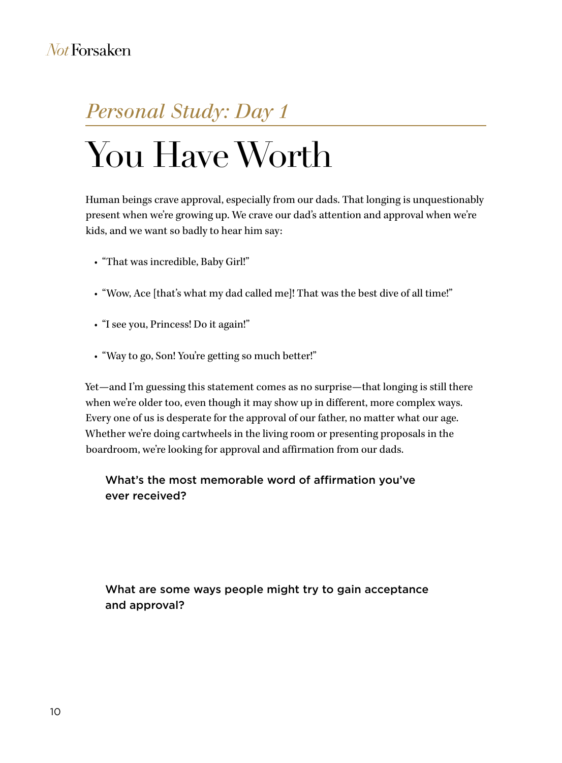*Personal Study: Day 1*

# You Have Worth

Human beings crave approval, especially from our dads. That longing is unquestionably present when we're growing up. We crave our dad's attention and approval when we're kids, and we want so badly to hear him say:

- "That was incredible, Baby Girl!"
- "Wow, Ace [that's what my dad called me]! That was the best dive of all time!"
- "I see you, Princess! Do it again!"
- "Way to go, Son! You're getting so much better!"

Yet—and I'm guessing this statement comes as no surprise—that longing is still there when we're older too, even though it may show up in different, more complex ways. Every one of us is desperate for the approval of our father, no matter what our age. Whether we're doing cartwheels in the living room or presenting proposals in the boardroom, we're looking for approval and affirmation from our dads.

**What's the most memorable word of affirmation you've ever received?**

**What are some ways people might try to gain acceptance and approval?**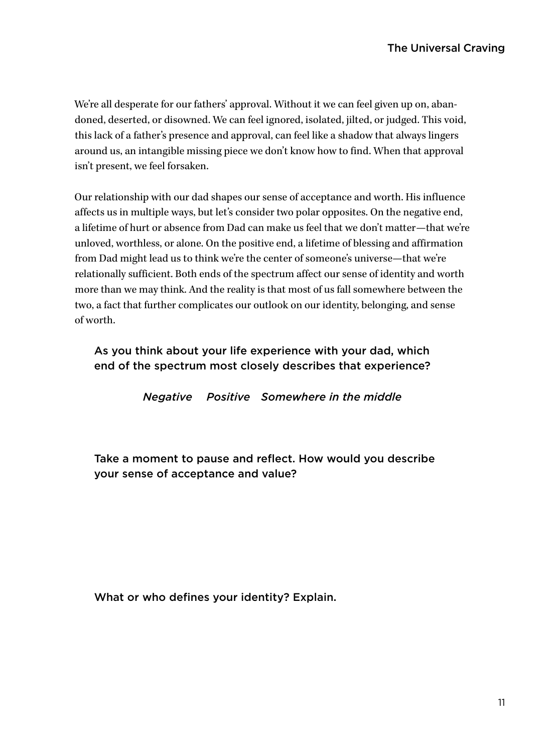We're all desperate for our fathers' approval. Without it we can feel given up on, abandoned, deserted, or disowned. We can feel ignored, isolated, jilted, or judged. This void, this lack of a father's presence and approval, can feel like a shadow that always lingers around us, an intangible missing piece we don't know how to find. When that approval isn't present, we feel forsaken.

Our relationship with our dad shapes our sense of acceptance and worth. His influence affects us in multiple ways, but let's consider two polar opposites. On the negative end, a lifetime of hurt or absence from Dad can make us feel that we don't matter—that we're unloved, worthless, or alone. On the positive end, a lifetime of blessing and affirmation from Dad might lead us to think we're the center of someone's universe—that we're relationally sufficient. Both ends of the spectrum affect our sense of identity and worth more than we may think. And the reality is that most of us fall somewhere between the two, a fact that further complicates our outlook on our identity, belonging, and sense of worth.

As you think about your life experience with your dad, which end of the spectrum most closely describes that experience?

*Negative* *Positive* *Somewhere in the middle*

Take a moment to pause and reflect. How would you describe your sense of acceptance and value?

What or who defines your identity? Explain.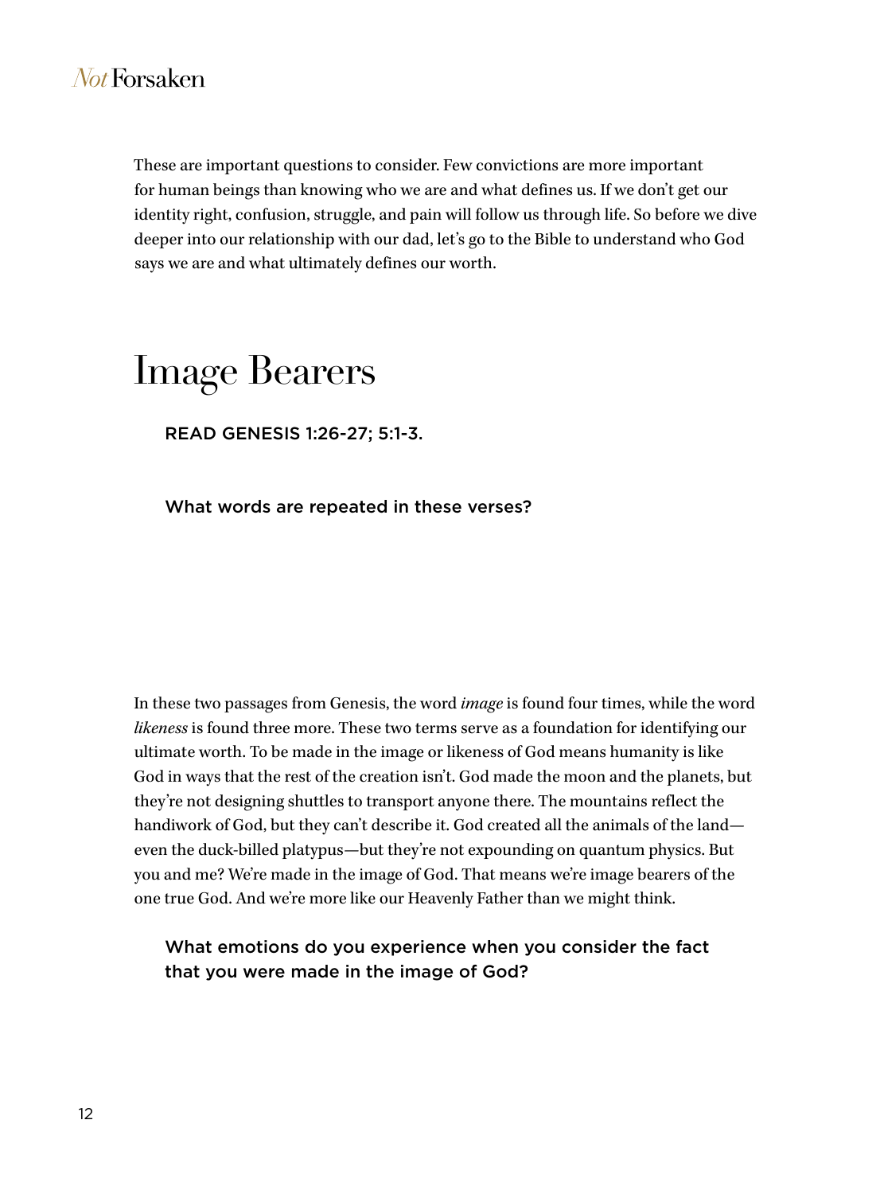These are important questions to consider. Few convictions are more important for human beings than knowing who we are and what defines us. If we don't get our identity right, confusion, struggle, and pain will follow us through life. So before we dive deeper into our relationship with our dad, let's go to the Bible to understand who God says we are and what ultimately defines our worth.

# Image Bearers

READ GENESIS 1:26-27; 5:1-3.

What words are repeated in these verses?

In these two passages from Genesis, the word *image* is found four times, while the word *likeness* is found three more. These two terms serve as a foundation for identifying our ultimate worth. To be made in the image or likeness of God means humanity is like God in ways that the rest of the creation isn't. God made the moon and the planets, but they're not designing shuttles to transport anyone there. The mountains reflect the handiwork of God, but they can't describe it. God created all the animals of the land—even the duck-billed platypus—but they're not expounding on quantum physics. But you and me? We're made in the image of God. That means we're image bearers of the one true God. And we're more like our Heavenly Father than we might think.

What emotions do you experience when you consider the fact that you were made in the image of God?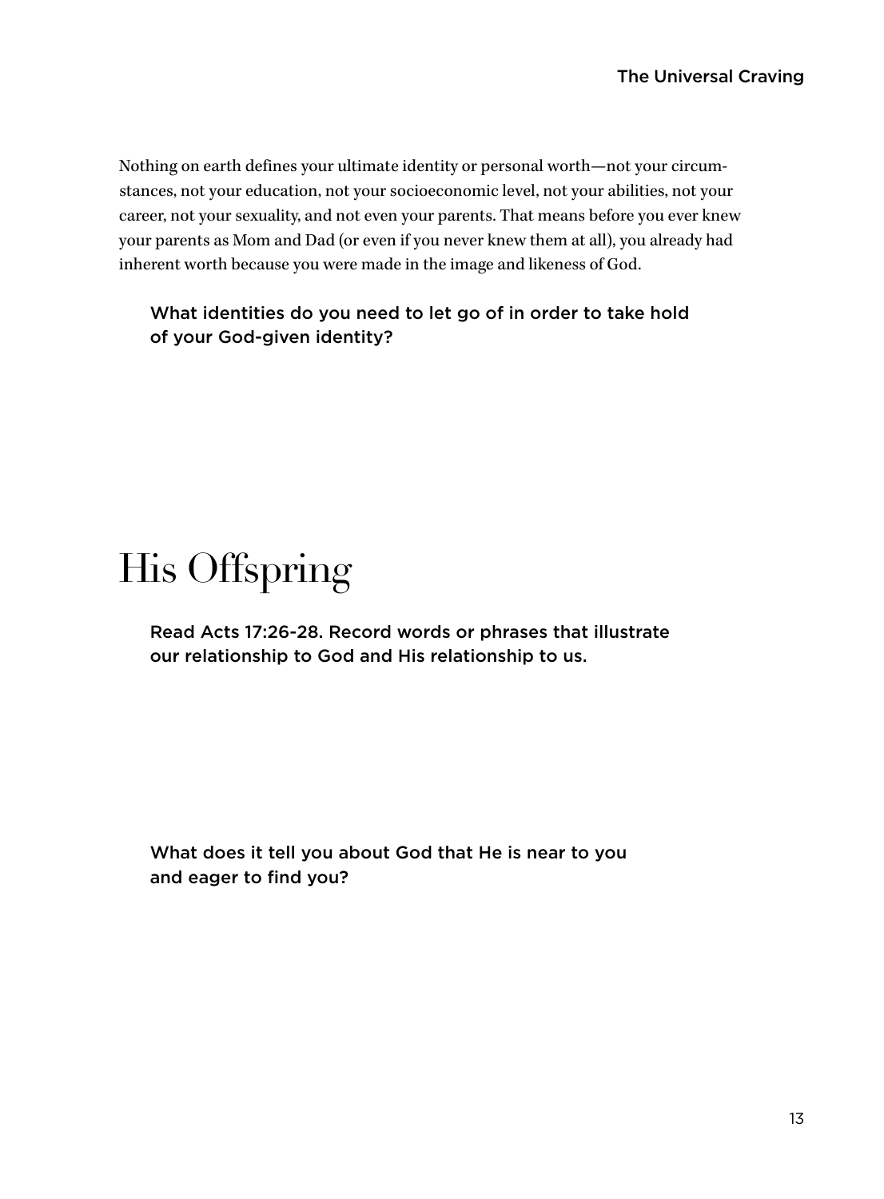Nothing on earth defines your ultimate identity or personal worth—not your circumstances, not your education, not your socioeconomic level, not your abilities, not your career, not your sexuality, and not even your parents. That means before you ever knew your parents as Mom and Dad (or even if you never knew them at all), you already had inherent worth because you were made in the image and likeness of God.

**What identities do you need to let go of in order to take hold of your God-given identity?**

# His Offspring

**Read Acts 17:26-28. Record words or phrases that illustrate our relationship to God and His relationship to us.**

**What does it tell you about God that He is near to you and eager to find you?**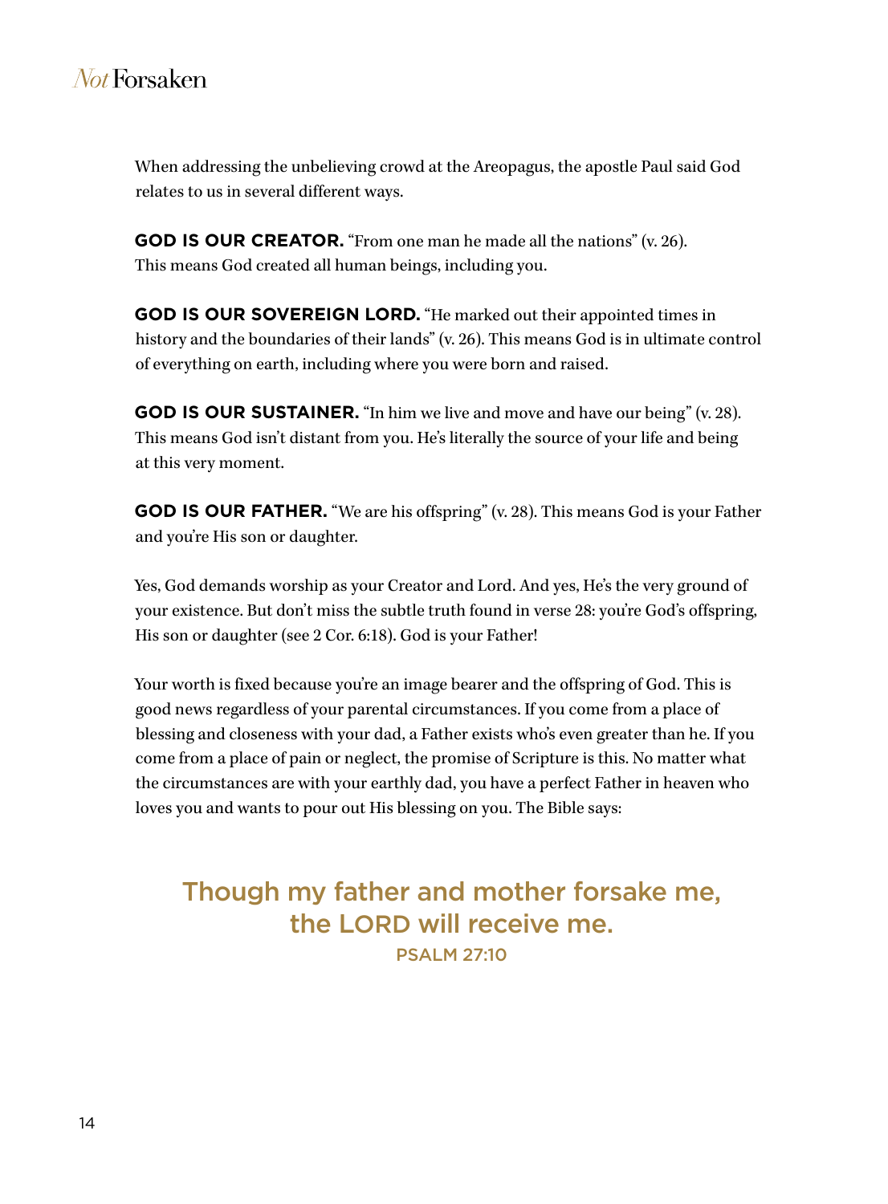When addressing the unbelieving crowd at the Areopagus, the apostle Paul said God relates to us in several different ways.

**GOD IS OUR CREATOR.** "From one man he made all the nations" (v. 26). This means God created all human beings, including you.

**GOD IS OUR SOVEREIGN LORD.** "He marked out their appointed times in history and the boundaries of their lands" (v. 26). This means God is in ultimate control of everything on earth, including where you were born and raised.

**GOD IS OUR SUSTAINER.** "In him we live and move and have our being" (v. 28). This means God isn't distant from you. He's literally the source of your life and being at this very moment.

**GOD IS OUR FATHER.** "We are his offspring" (v. 28). This means God is your Father and you're His son or daughter.

Yes, God demands worship as your Creator and Lord. And yes, He's the very ground of your existence. But don't miss the subtle truth found in verse 28: you're God's offspring, His son or daughter (see 2 Cor. 6:18). God is your Father!

Your worth is fixed because you're an image bearer and the offspring of God. This is good news regardless of your parental circumstances. If you come from a place of blessing and closeness with your dad, a Father exists who's even greater than he. If you come from a place of pain or neglect, the promise of Scripture is this. No matter what the circumstances are with your earthly dad, you have a perfect Father in heaven who loves you and wants to pour out His blessing on you. The Bible says:

> **Though my father and mother forsake me, the LORD will receive me.**
>
> PSALM 27:10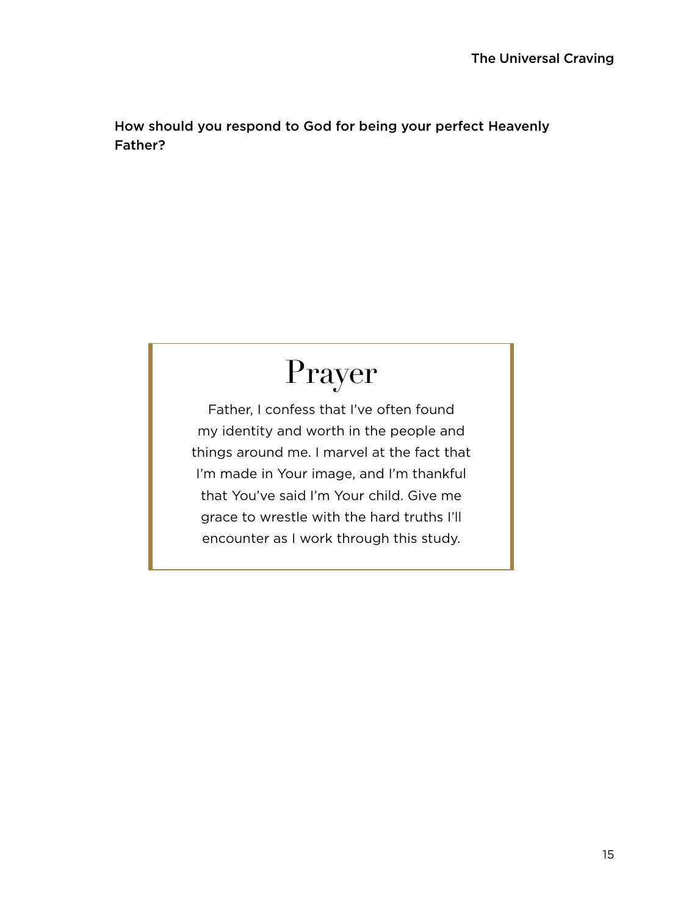**How should you respond to God for being your perfect Heavenly Father?**

## Prayer

Father, I confess that I've often found my identity and worth in the people and things around me. I marvel at the fact that I'm made in Your image, and I'm thankful that You've said I'm Your child. Give me grace to wrestle with the hard truths I'll encounter as I work through this study.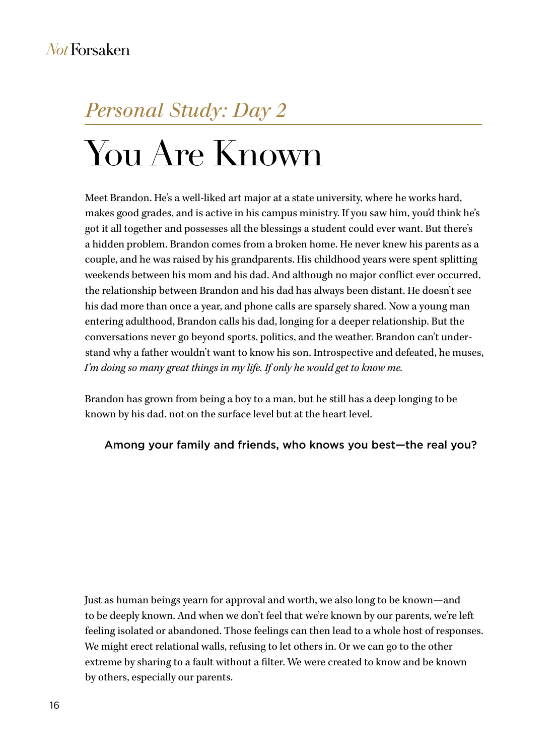*Personal Study: Day 2*

# You Are Known

Meet Brandon. He's a well-liked art major at a state university, where he works hard, makes good grades, and is active in his campus ministry. If you saw him, you'd think he's got it all together and possesses all the blessings a student could ever want. But there's a hidden problem. Brandon comes from a broken home. He never knew his parents as a couple, and he was raised by his grandparents. His childhood years were spent splitting weekends between his mom and his dad. And although no major conflict ever occurred, the relationship between Brandon and his dad has always been distant. He doesn't see his dad more than once a year, and phone calls are sparsely shared. Now a young man entering adulthood, Brandon calls his dad, longing for a deeper relationship. But the conversations never go beyond sports, politics, and the weather. Brandon can't understand why a father wouldn't want to know his son. Introspective and defeated, he muses, *I'm doing so many great things in my life. If only he would get to know me.*

Brandon has grown from being a boy to a man, but he still has a deep longing to be known by his dad, not on the surface level but at the heart level.

Among your family and friends, who knows you best—the real you?

Just as human beings yearn for approval and worth, we also long to be known—and to be deeply known. And when we don't feel that we're known by our parents, we're left feeling isolated or abandoned. Those feelings can then lead to a whole host of responses. We might erect relational walls, refusing to let others in. Or we can go to the other extreme by sharing to a fault without a filter. We were created to know and be known by others, especially our parents.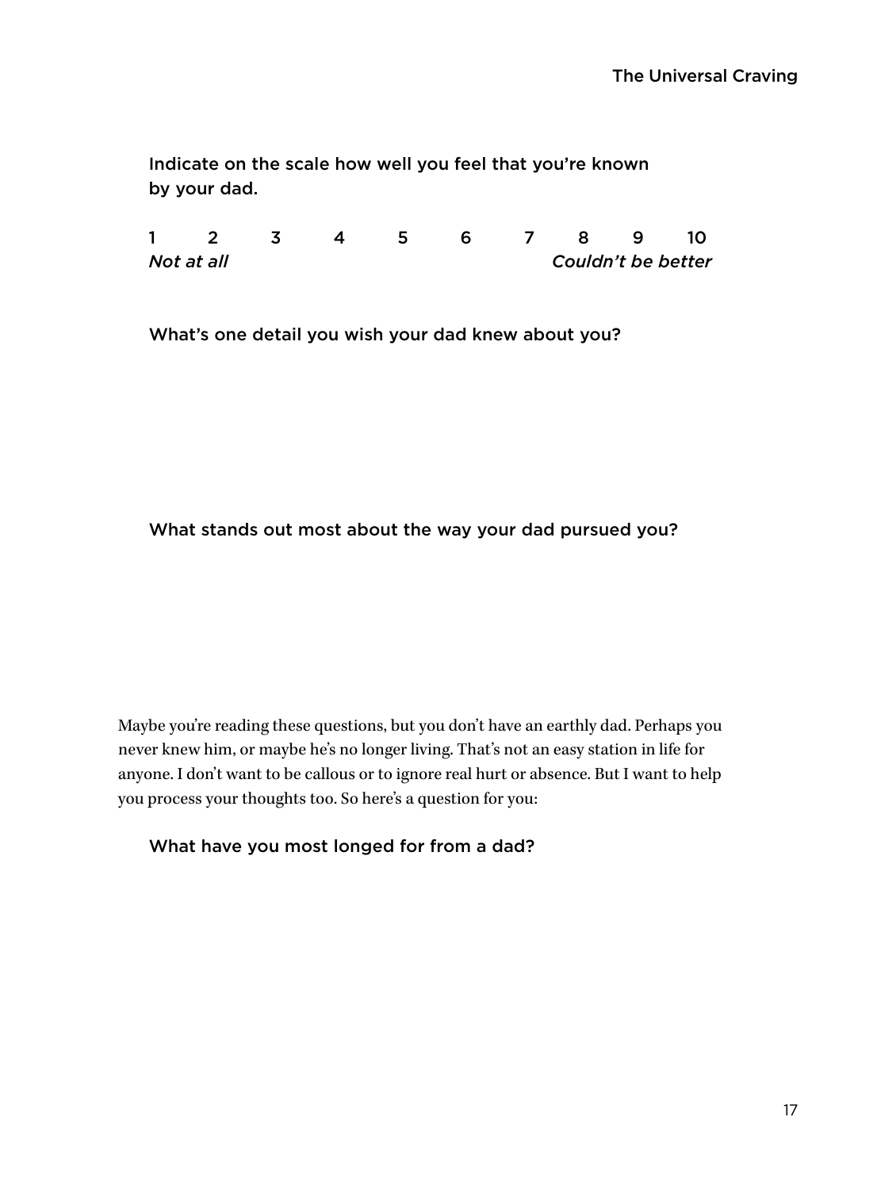Indicate on the scale how well you feel that you're known by your dad.

1 2 3 4 5 6 7 8 9 10

*Not at all* *Couldn't be better*

What's one detail you wish your dad knew about you?

What stands out most about the way your dad pursued you?

Maybe you're reading these questions, but you don't have an earthly dad. Perhaps you never knew him, or maybe he's no longer living. That's not an easy station in life for anyone. I don't want to be callous or to ignore real hurt or absence. But I want to help you process your thoughts too. So here's a question for you:

What have you most longed for from a dad?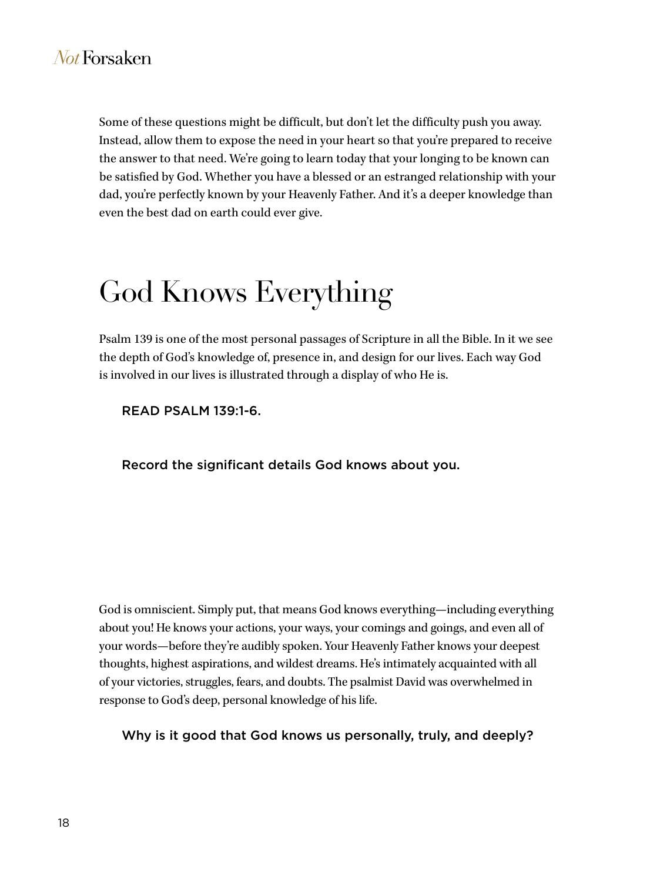Some of these questions might be difficult, but don't let the difficulty push you away. Instead, allow them to expose the need in your heart so that you're prepared to receive the answer to that need. We're going to learn today that your longing to be known can be satisfied by God. Whether you have a blessed or an estranged relationship with your dad, you're perfectly known by your Heavenly Father. And it's a deeper knowledge than even the best dad on earth could ever give.

# God Knows Everything

Psalm 139 is one of the most personal passages of Scripture in all the Bible. In it we see the depth of God's knowledge of, presence in, and design for our lives. Each way God is involved in our lives is illustrated through a display of who He is.

READ PSALM 139:1-6.

Record the significant details God knows about you.

God is omniscient. Simply put, that means God knows everything—including everything about you! He knows your actions, your ways, your comings and goings, and even all of your words—before they're audibly spoken. Your Heavenly Father knows your deepest thoughts, highest aspirations, and wildest dreams. He's intimately acquainted with all of your victories, struggles, fears, and doubts. The psalmist David was overwhelmed in response to God's deep, personal knowledge of his life.

Why is it good that God knows us personally, truly, and deeply?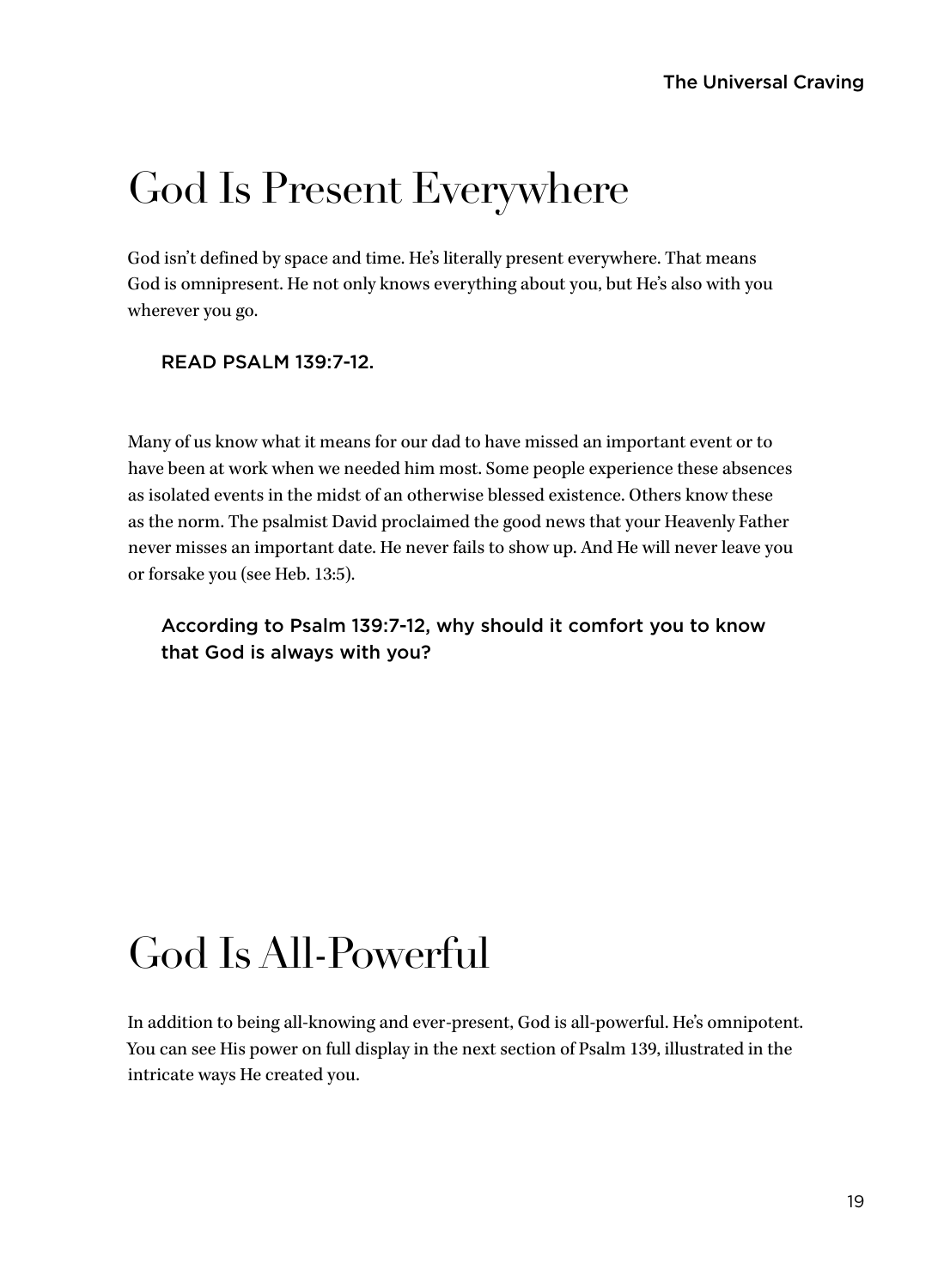# God Is Present Everywhere

God isn't defined by space and time. He's literally present everywhere. That means God is omnipresent. He not only knows everything about you, but He's also with you wherever you go.

READ PSALM 139:7-12.

Many of us know what it means for our dad to have missed an important event or to have been at work when we needed him most. Some people experience these absences as isolated events in the midst of an otherwise blessed existence. Others know these as the norm. The psalmist David proclaimed the good news that your Heavenly Father never misses an important date. He never fails to show up. And He will never leave you or forsake you (see Heb. 13:5).

According to Psalm 139:7-12, why should it comfort you to know that God is always with you?

# God Is All-Powerful

In addition to being all-knowing and ever-present, God is all-powerful. He's omnipotent. You can see His power on full display in the next section of Psalm 139, illustrated in the intricate ways He created you.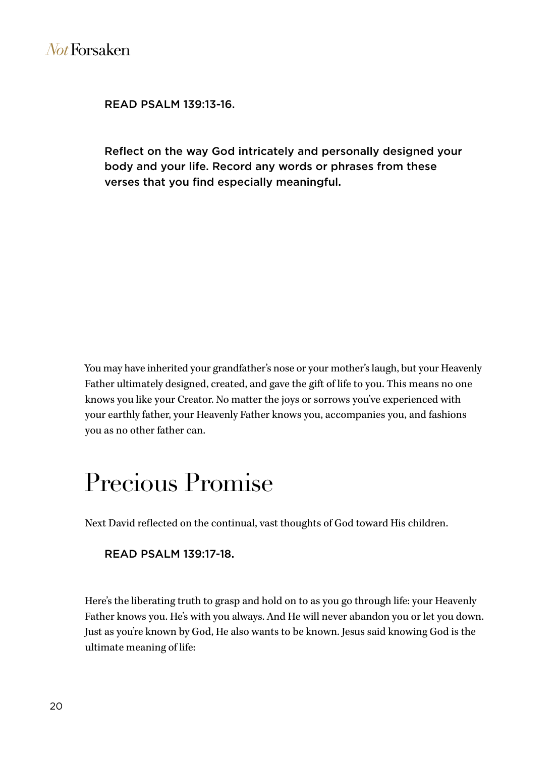READ PSALM 139:13-16.

**Reflect on the way God intricately and personally designed your body and your life. Record any words or phrases from these verses that you find especially meaningful.**

You may have inherited your grandfather's nose or your mother's laugh, but your Heavenly Father ultimately designed, created, and gave the gift of life to you. This means no one knows you like your Creator. No matter the joys or sorrows you've experienced with your earthly father, your Heavenly Father knows you, accompanies you, and fashions you as no other father can.

## Precious Promise

Next David reflected on the continual, vast thoughts of God toward His children.

READ PSALM 139:17-18.

Here's the liberating truth to grasp and hold on to as you go through life: your Heavenly Father knows you. He's with you always. And He will never abandon you or let you down. Just as you're known by God, He also wants to be known. Jesus said knowing God is the ultimate meaning of life: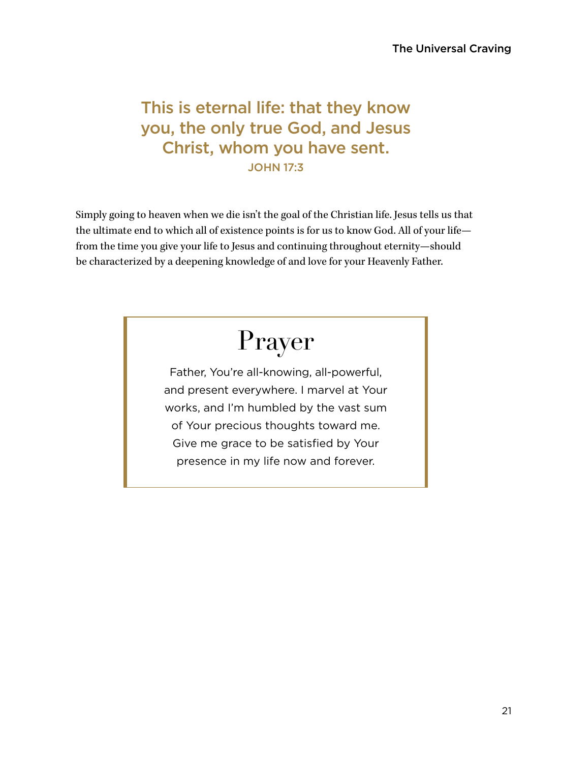**This is eternal life: that they know you, the only true God, and Jesus Christ, whom you have sent.**
JOHN 17:3

Simply going to heaven when we die isn't the goal of the Christian life. Jesus tells us that the ultimate end to which all of existence points is for us to know God. All of your life—from the time you give your life to Jesus and continuing throughout eternity—should be characterized by a deepening knowledge of and love for your Heavenly Father.

## Prayer

Father, You're all-knowing, all-powerful, and present everywhere. I marvel at Your works, and I'm humbled by the vast sum of Your precious thoughts toward me. Give me grace to be satisfied by Your presence in my life now and forever.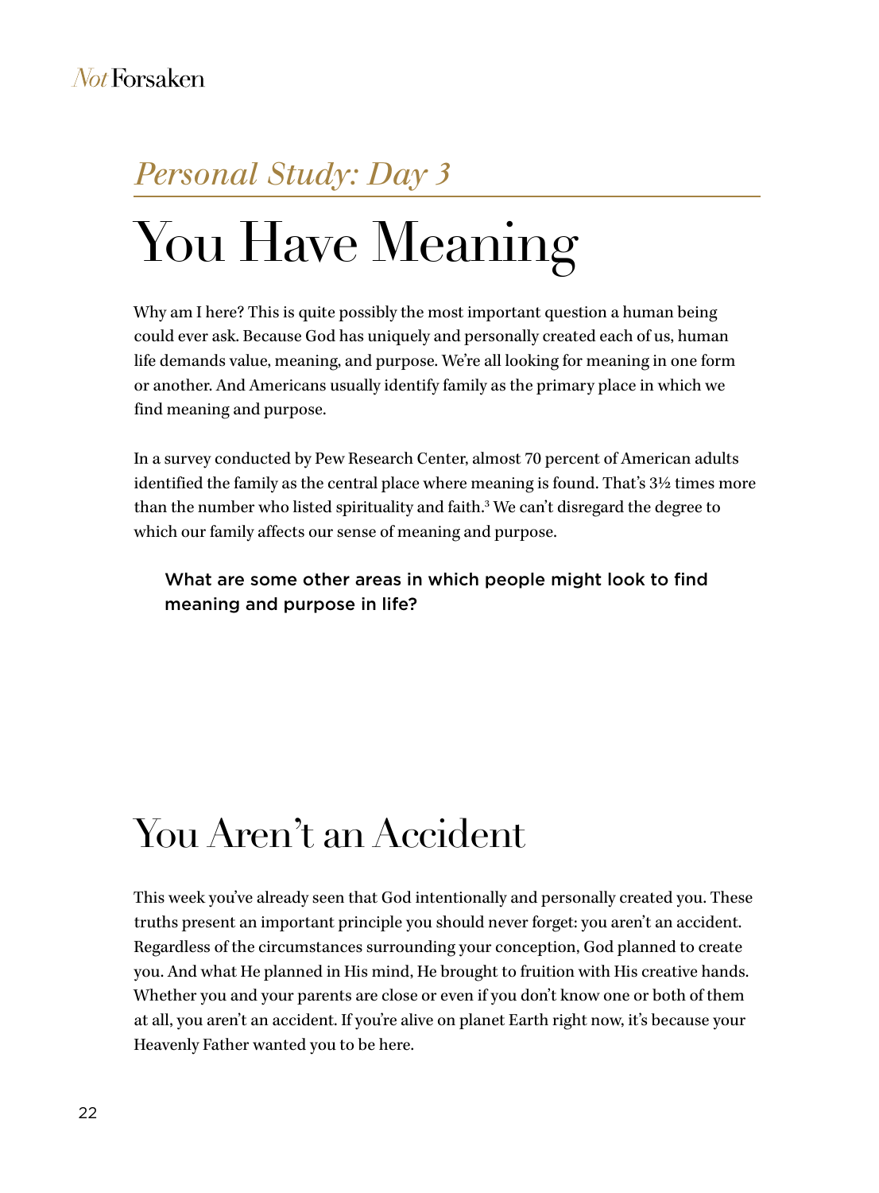*Personal Study: Day 3*

# You Have Meaning

Why am I here? This is quite possibly the most important question a human being could ever ask. Because God has uniquely and personally created each of us, human life demands value, meaning, and purpose. We're all looking for meaning in one form or another. And Americans usually identify family as the primary place in which we find meaning and purpose.

In a survey conducted by Pew Research Center, almost 70 percent of American adults identified the family as the central place where meaning is found. That's 3½ times more than the number who listed spirituality and faith.[3] We can't disregard the degree to which our family affects our sense of meaning and purpose.

> What are some other areas in which people might look to find meaning and purpose in life?

## You Aren't an Accident

This week you've already seen that God intentionally and personally created you. These truths present an important principle you should never forget: you aren't an accident. Regardless of the circumstances surrounding your conception, God planned to create you. And what He planned in His mind, He brought to fruition with His creative hands. Whether you and your parents are close or even if you don't know one or both of them at all, you aren't an accident. If you're alive on planet Earth right now, it's because your Heavenly Father wanted you to be here.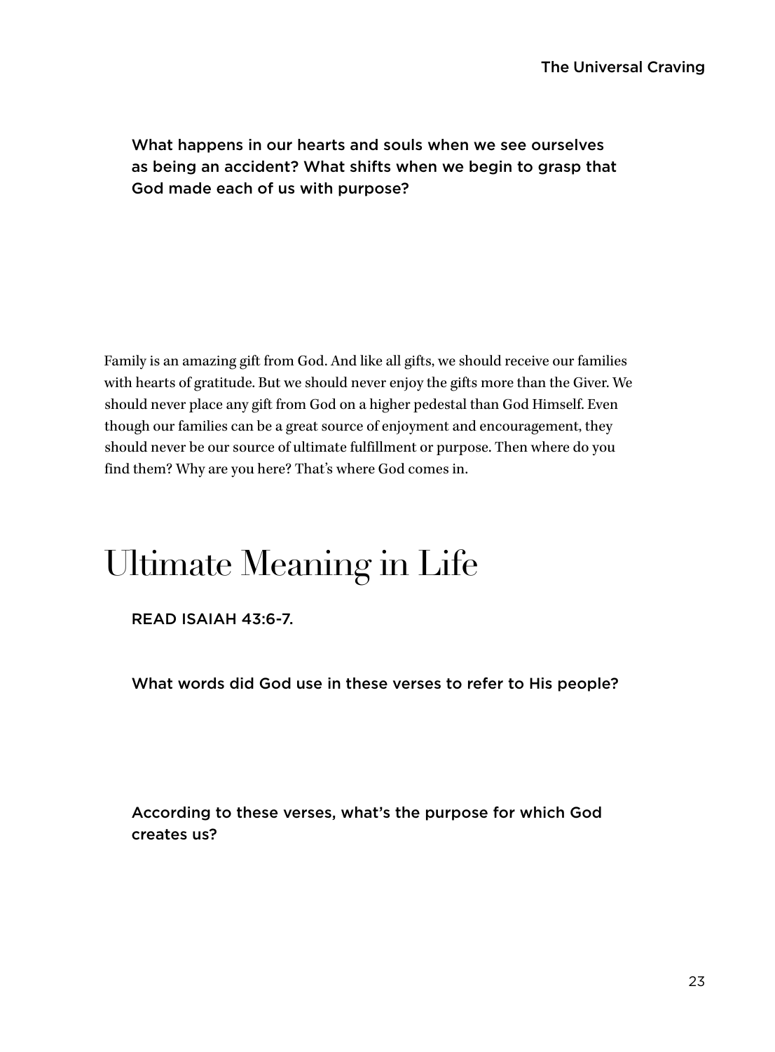What happens in our hearts and souls when we see ourselves as being an accident? What shifts when we begin to grasp that God made each of us with purpose?

Family is an amazing gift from God. And like all gifts, we should receive our families with hearts of gratitude. But we should never enjoy the gifts more than the Giver. We should never place any gift from God on a higher pedestal than God Himself. Even though our families can be a great source of enjoyment and encouragement, they should never be our source of ultimate fulfillment or purpose. Then where do you find them? Why are you here? That's where God comes in.

# Ultimate Meaning in Life

READ ISAIAH 43:6-7.

What words did God use in these verses to refer to His people?

According to these verses, what's the purpose for which God creates us?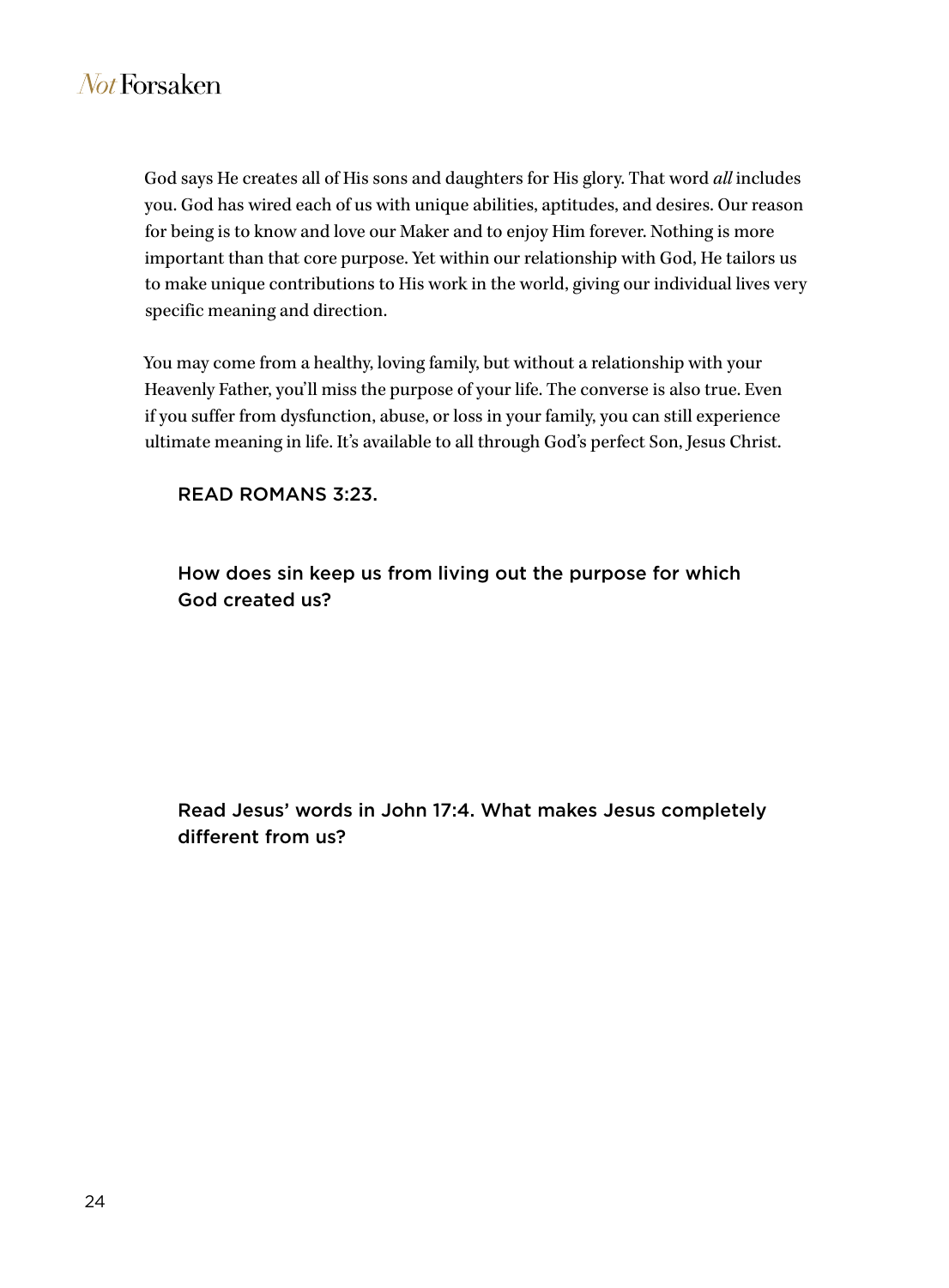God says He creates all of His sons and daughters for His glory. That word *all* includes you. God has wired each of us with unique abilities, aptitudes, and desires. Our reason for being is to know and love our Maker and to enjoy Him forever. Nothing is more important than that core purpose. Yet within our relationship with God, He tailors us to make unique contributions to His work in the world, giving our individual lives very specific meaning and direction.

You may come from a healthy, loving family, but without a relationship with your Heavenly Father, you'll miss the purpose of your life. The converse is also true. Even if you suffer from dysfunction, abuse, or loss in your family, you can still experience ultimate meaning in life. It's available to all through God's perfect Son, Jesus Christ.

READ ROMANS 3:23.

How does sin keep us from living out the purpose for which God created us?

Read Jesus' words in John 17:4. What makes Jesus completely different from us?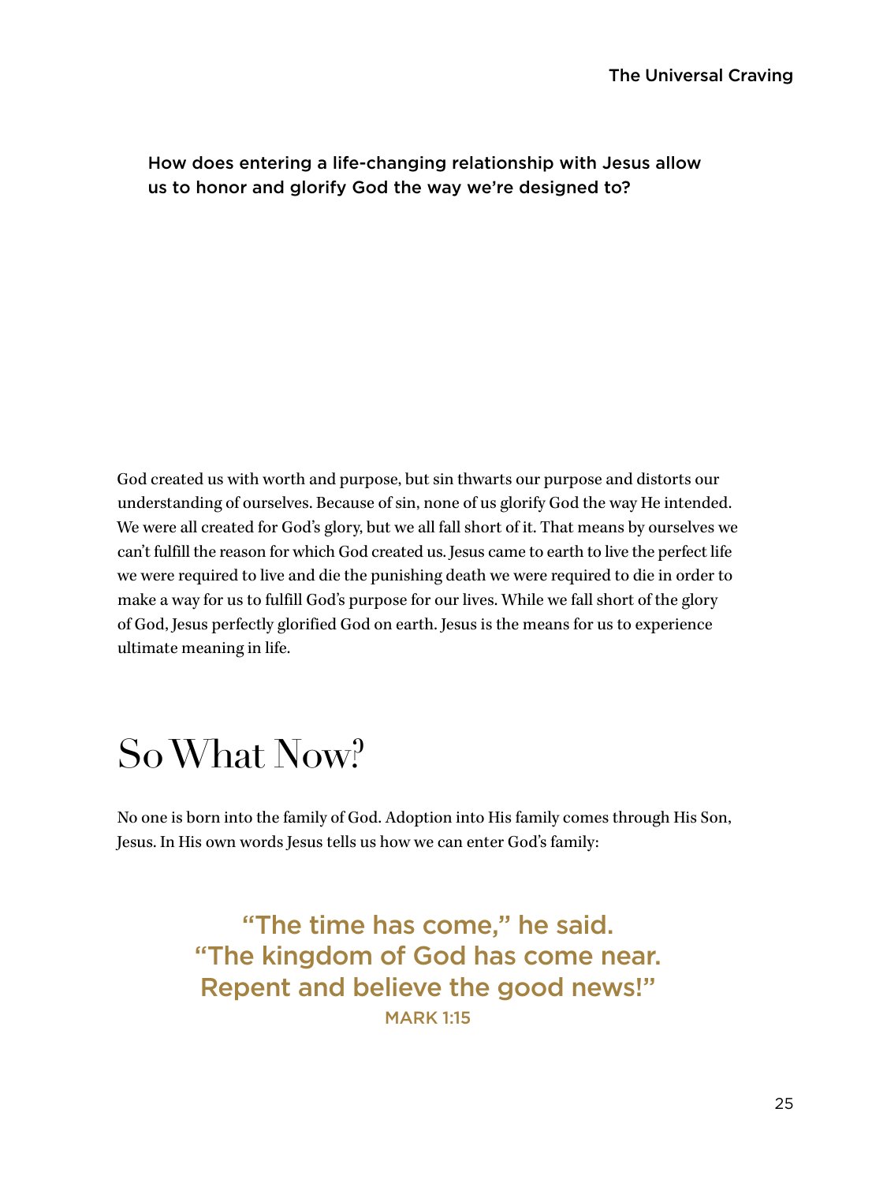How does entering a life-changing relationship with Jesus allow us to honor and glorify God the way we're designed to?

God created us with worth and purpose, but sin thwarts our purpose and distorts our understanding of ourselves. Because of sin, none of us glorify God the way He intended. We were all created for God's glory, but we all fall short of it. That means by ourselves we can't fulfill the reason for which God created us. Jesus came to earth to live the perfect life we were required to live and die the punishing death we were required to die in order to make a way for us to fulfill God's purpose for our lives. While we fall short of the glory of God, Jesus perfectly glorified God on earth. Jesus is the means for us to experience ultimate meaning in life.

# So What Now?

No one is born into the family of God. Adoption into His family comes through His Son, Jesus. In His own words Jesus tells us how we can enter God's family:

> "The time has come," he said.
> "The kingdom of God has come near.
> Repent and believe the good news!"
> MARK 1:15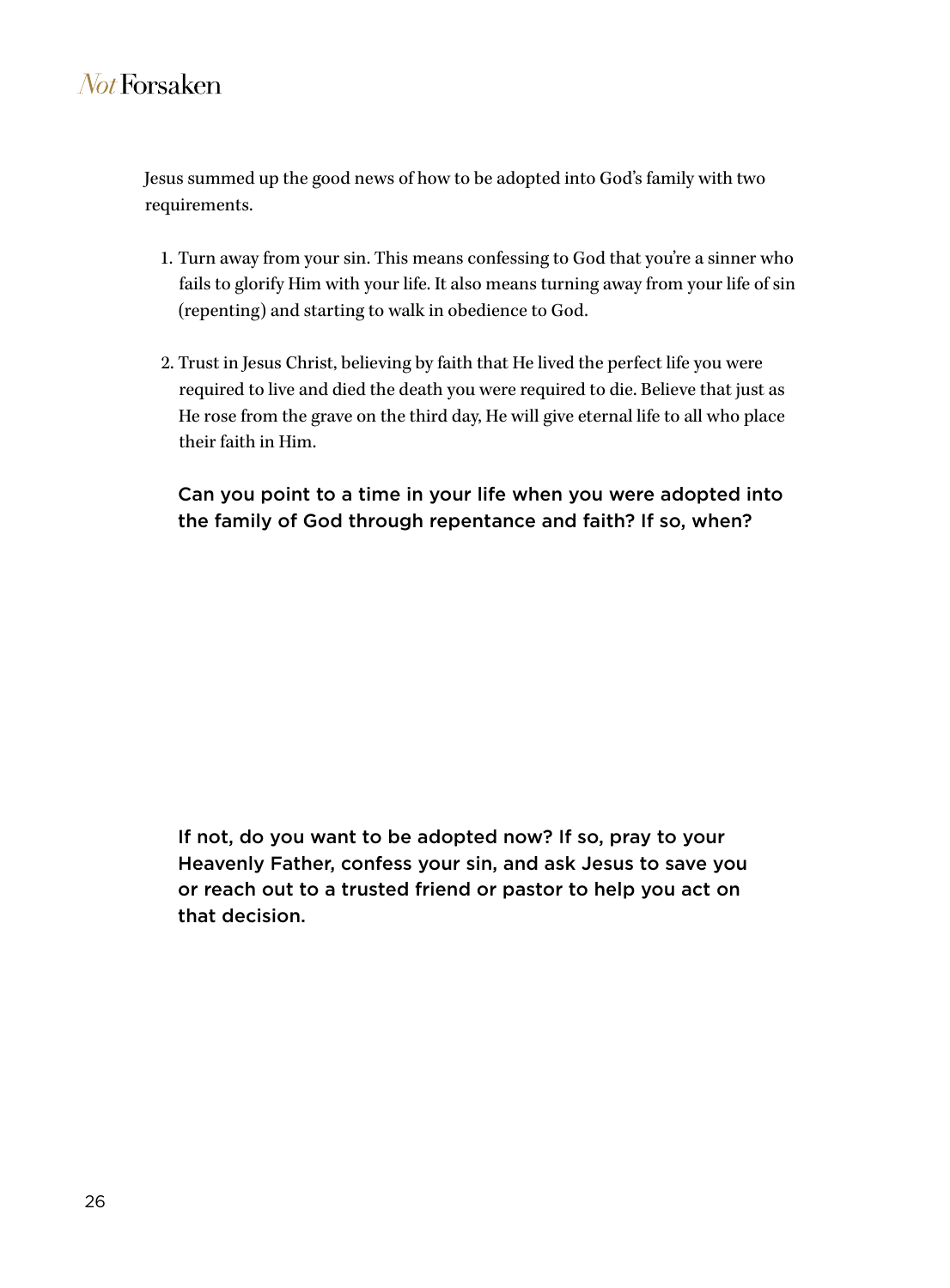Jesus summed up the good news of how to be adopted into God's family with two requirements.

1. Turn away from your sin. This means confessing to God that you're a sinner who fails to glorify Him with your life. It also means turning away from your life of sin (repenting) and starting to walk in obedience to God.

2. Trust in Jesus Christ, believing by faith that He lived the perfect life you were required to live and died the death you were required to die. Believe that just as He rose from the grave on the third day, He will give eternal life to all who place their faith in Him.

**Can you point to a time in your life when you were adopted into the family of God through repentance and faith? If so, when?**

**If not, do you want to be adopted now? If so, pray to your Heavenly Father, confess your sin, and ask Jesus to save you or reach out to a trusted friend or pastor to help you act on that decision.**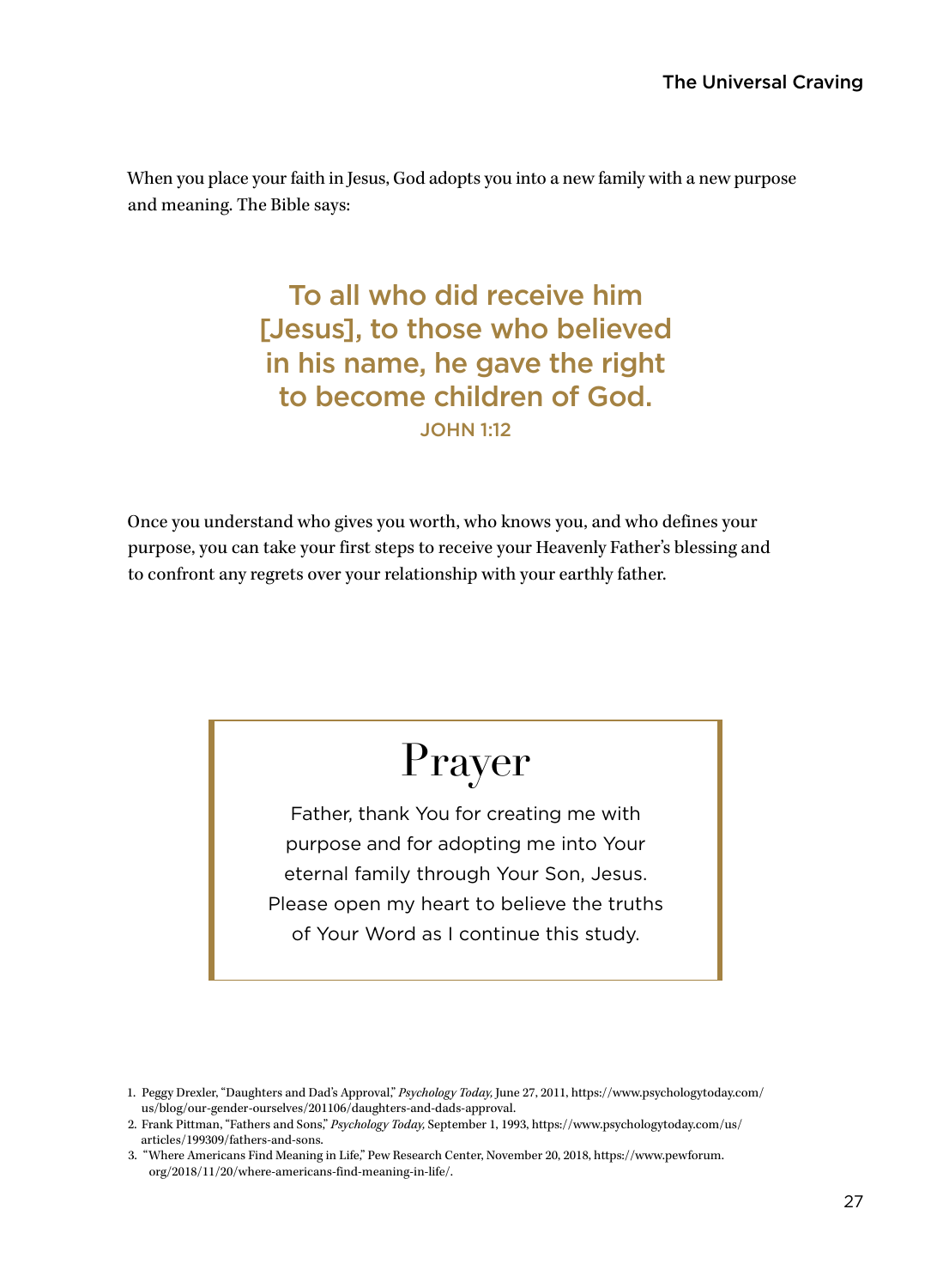When you place your faith in Jesus, God adopts you into a new family with a new purpose and meaning. The Bible says:

> **To all who did receive him [Jesus], to those who believed in his name, he gave the right to become children of God.**
>
> JOHN 1:12

Once you understand who gives you worth, who knows you, and who defines your purpose, you can take your first steps to receive your Heavenly Father's blessing and to confront any regrets over your relationship with your earthly father.

## Prayer

Father, thank You for creating me with purpose and for adopting me into Your eternal family through Your Son, Jesus. Please open my heart to believe the truths of Your Word as I continue this study.

---

1. Peggy Drexler, "Daughters and Dad's Approval," *Psychology Today,* June 27, 2011, https://www.psychologytoday.com/us/blog/our-gender-ourselves/201106/daughters-and-dads-approval.
2. Frank Pittman, "Fathers and Sons," *Psychology Today,* September 1, 1993, https://www.psychologytoday.com/us/articles/199309/fathers-and-sons.
3. "Where Americans Find Meaning in Life," Pew Research Center, November 20, 2018, https://www.pewforum.org/2018/11/20/where-americans-find-meaning-in-life/.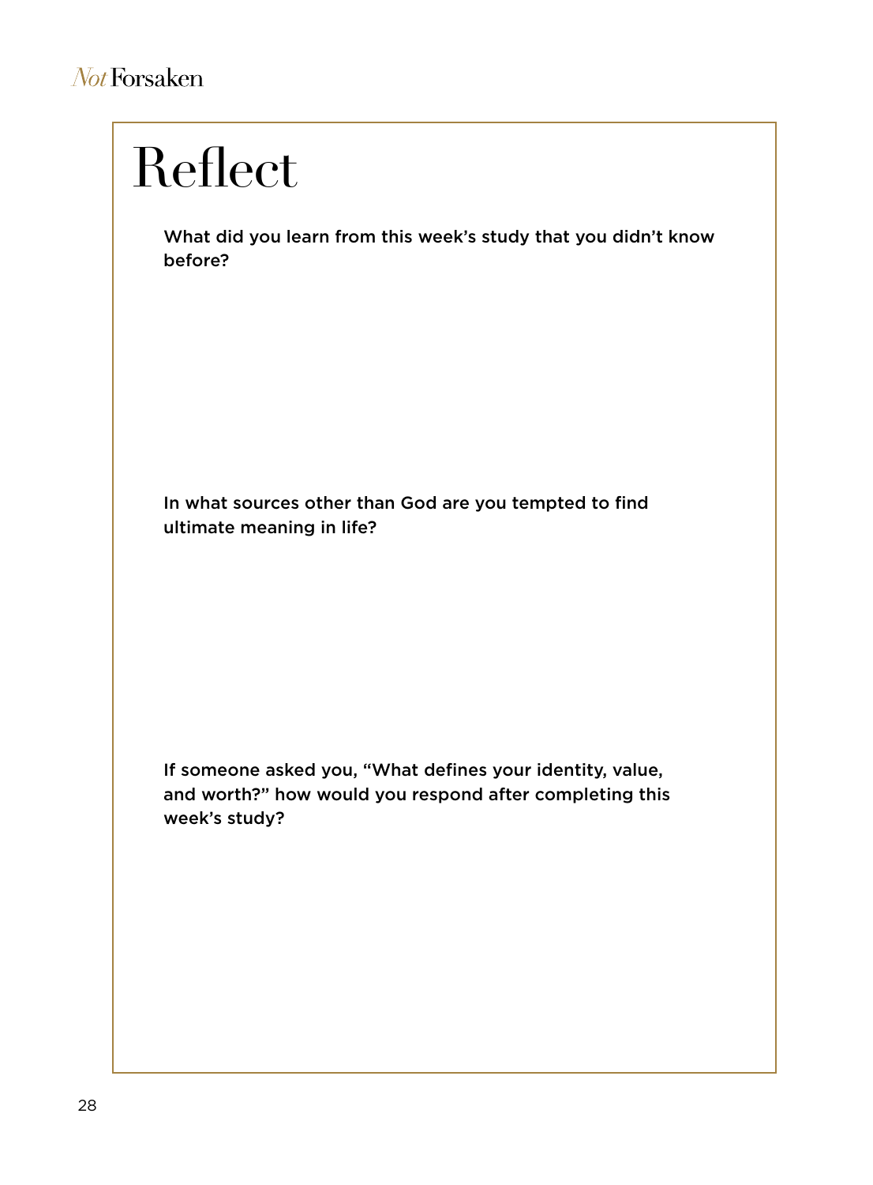# Reflect

What did you learn from this week's study that you didn't know before?

In what sources other than God are you tempted to find ultimate meaning in life?

If someone asked you, "What defines your identity, value, and worth?" how would you respond after completing this week's study?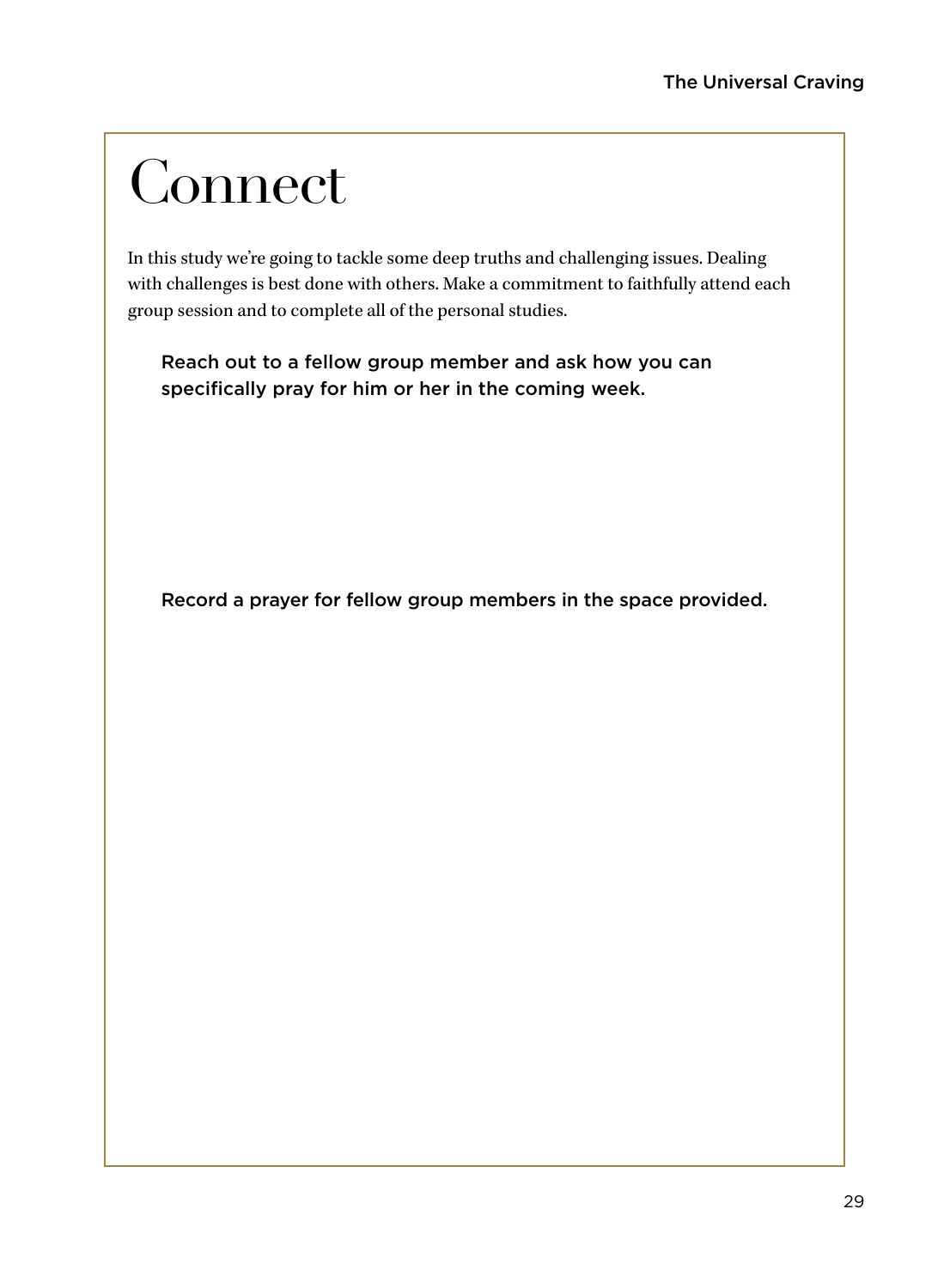# Connect

In this study we're going to tackle some deep truths and challenging issues. Dealing with challenges is best done with others. Make a commitment to faithfully attend each group session and to complete all of the personal studies.

Reach out to a fellow group member and ask how you can specifically pray for him or her in the coming week.

Record a prayer for fellow group members in the space provided.